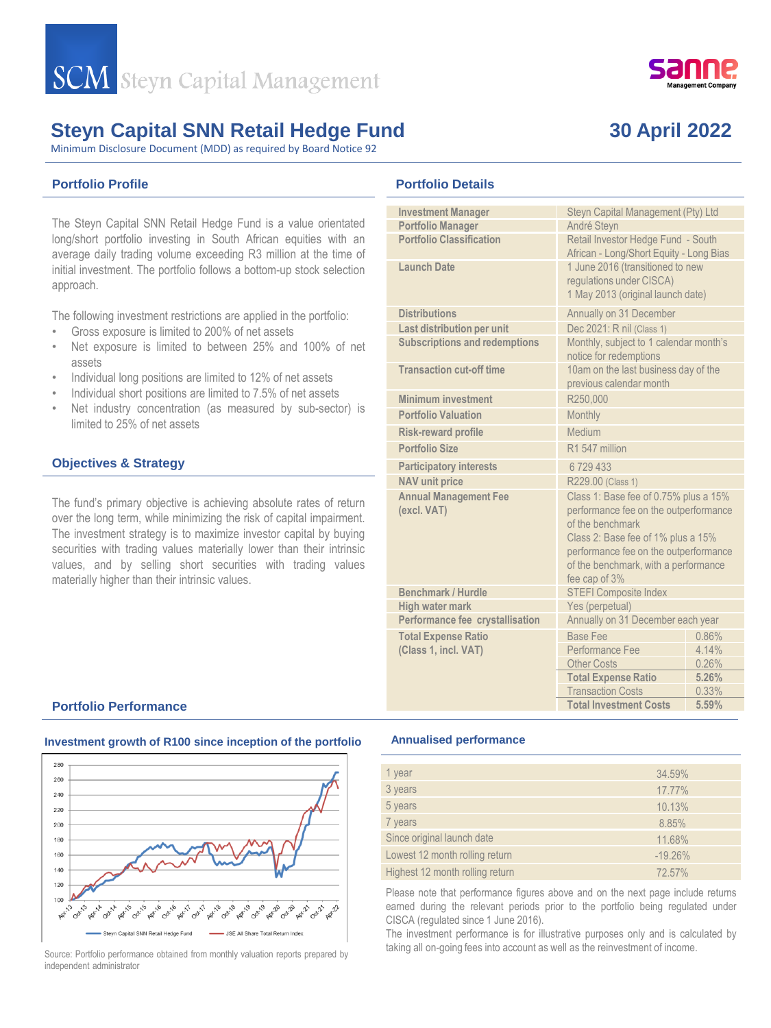SCM Steyn Capital Management

sanne Management Company

# Steyn Capital SNN Retail Hedge Fund

**30 April 2022**

Minimum Disclosure Document (MDD) as required by Board Notice 92

## Portfolio Profile

The Steyn Capital SNN Retail Hedge Fund is a value orientated long/short portfolio investing in South African equities with an average daily trading volume exceeding R3 million at the time of initial investment. The portfolio follows a bottom-up stock selection approach.

The following investment restrictions are applied in the portfolio:

- Gross exposure is limited to 200% of net assets
- Net exposure is limited to between 25% and 100% of net assets
- Individual long positions are limited to 12% of net assets
- Individual short positions are limited to 7.5% of net assets
- Net industry concentration (as measured by sub-sector) is limited to 25% of net assets

## Objectives & Strategy

The fund's primary objective is achieving absolute rates of return over the long term, while minimizing the risk of capital impairment. The investment strategy is to maximize investor capital by buying securities with trading values materially lower than their intrinsic values, and by selling short securities with trading values materially higher than their intrinsic values.

## Portfolio Details

| | | |
|---|---|---|
| **Investment Manager** | Steyn Capital Management (Pty) Ltd | |
| **Portfolio Manager** | André Steyn | |
| **Portfolio Classification** | Retail Investor Hedge Fund - South African - Long/Short Equity - Long Bias | |
| **Launch Date** | 1 June 2016 (transitioned to new regulations under CISCA)<br>1 May 2013 (original launch date) | |
| **Distributions** | Annually on 31 December | |
| **Last distribution per unit** | Dec 2021: R nil (Class 1) | |
| **Subscriptions and redemptions** | Monthly, subject to 1 calendar month's notice for redemptions | |
| **Transaction cut-off time** | 10am on the last business day of the previous calendar month | |
| **Minimum investment** | R250,000 | |
| **Portfolio Valuation** | Monthly | |
| **Risk-reward profile** | Medium | |
| **Portfolio Size** | R1 547 million | |
| **Participatory interests** | 6 729 433 | |
| **NAV unit price** | R229.00 (Class 1) | |
| **Annual Management Fee (excl. VAT)** | Class 1: Base fee of 0.75% plus a 15% performance fee on the outperformance of the benchmark<br>Class 2: Base fee of 1% plus a 15% performance fee on the outperformance of the benchmark, with a performance fee cap of 3% | |
| **Benchmark / Hurdle** | STEFI Composite Index | |
| **High water mark** | Yes (perpetual) | |
| **Performance fee crystallisation** | Annually on 31 December each year | |
| **Total Expense Ratio (Class 1, incl. VAT)** | Base Fee | 0.86% |
| | Performance Fee | 4.14% |
| | Other Costs | 0.26% |
| | **Total Expense Ratio** | **5.26%** |
| | Transaction Costs | 0.33% |
| | **Total Investment Costs** | **5.59%** |

## Portfolio Performance

### Investment growth of R100 since inception of the portfolio

Legend: Steyn Capital SNN Retail Hedge Fund; JSE All Share Total Return Index

Source: Portfolio performance obtained from monthly valuation reports prepared by independent administrator

### Annualised performance

| | |
|---|---|
| 1 year | 34.59% |
| 3 years | 17.77% |
| 5 years | 10.13% |
| 7 years | 8.85% |
| Since original launch date | 11.68% |
| Lowest 12 month rolling return | -19.26% |
| Highest 12 month rolling return | 72.57% |

Please note that performance figures above and on the next page include returns earned during the relevant periods prior to the portfolio being regulated under CISCA (regulated since 1 June 2016).

The investment performance is for illustrative purposes only and is calculated by taking all on-going fees into account as well as the reinvestment of income.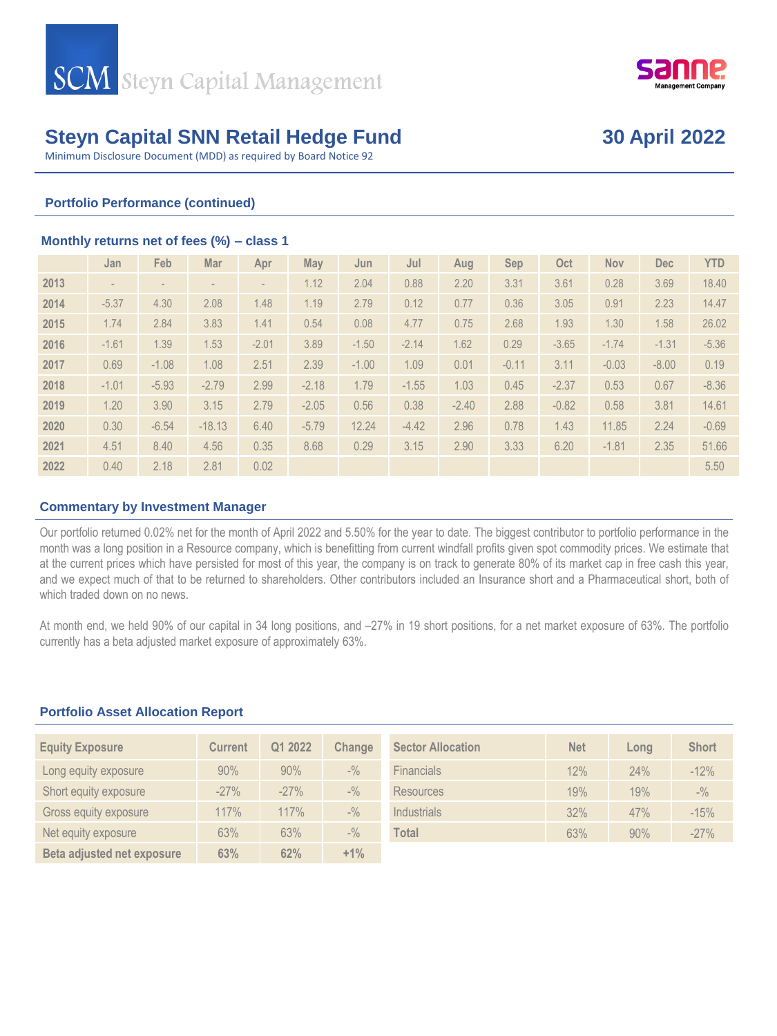# Steyn Capital SNN Retail Hedge Fund

**30 April 2022**

Minimum Disclosure Document (MDD) as required by Board Notice 92

## Portfolio Performance (continued)

### Monthly returns net of fees (%) – class 1

| | Jan | Feb | Mar | Apr | May | Jun | Jul | Aug | Sep | Oct | Nov | Dec | YTD |
|---|---|---|---|---|---|---|---|---|---|---|---|---|---|
| **2013** | - | - | - | - | 1.12 | 2.04 | 0.88 | 2.20 | 3.31 | 3.61 | 0.28 | 3.69 | 18.40 |
| **2014** | -5.37 | 4.30 | 2.08 | 1.48 | 1.19 | 2.79 | 0.12 | 0.77 | 0.36 | 3.05 | 0.91 | 2.23 | 14.47 |
| **2015** | 1.74 | 2.84 | 3.83 | 1.41 | 0.54 | 0.08 | 4.77 | 0.75 | 2.68 | 1.93 | 1.30 | 1.58 | 26.02 |
| **2016** | -1.61 | 1.39 | 1.53 | -2.01 | 3.89 | -1.50 | -2.14 | 1.62 | 0.29 | -3.65 | -1.74 | -1.31 | -5.36 |
| **2017** | 0.69 | -1.08 | 1.08 | 2.51 | 2.39 | -1.00 | 1.09 | 0.01 | -0.11 | 3.11 | -0.03 | -8.00 | 0.19 |
| **2018** | -1.01 | -5.93 | -2.79 | 2.99 | -2.18 | 1.79 | -1.55 | 1.03 | 0.45 | -2.37 | 0.53 | 0.67 | -8.36 |
| **2019** | 1.20 | 3.90 | 3.15 | 2.79 | -2.05 | 0.56 | 0.38 | -2.40 | 2.88 | -0.82 | 0.58 | 3.81 | 14.61 |
| **2020** | 0.30 | -6.54 | -18.13 | 6.40 | -5.79 | 12.24 | -4.42 | 2.96 | 0.78 | 1.43 | 11.85 | 2.24 | -0.69 |
| **2021** | 4.51 | 8.40 | 4.56 | 0.35 | 8.68 | 0.29 | 3.15 | 2.90 | 3.33 | 6.20 | -1.81 | 2.35 | 51.66 |
| **2022** | 0.40 | 2.18 | 2.81 | 0.02 | | | | | | | | | 5.50 |

## Commentary by Investment Manager

Our portfolio returned 0.02% net for the month of April 2022 and 5.50% for the year to date. The biggest contributor to portfolio performance in the month was a long position in a Resource company, which is benefitting from current windfall profits given spot commodity prices. We estimate that at the current prices which have persisted for most of this year, the company is on track to generate 80% of its market cap in free cash this year, and we expect much of that to be returned to shareholders. Other contributors included an Insurance short and a Pharmaceutical short, both of which traded down on no news.

At month end, we held 90% of our capital in 34 long positions, and –27% in 19 short positions, for a net market exposure of 63%. The portfolio currently has a beta adjusted market exposure of approximately 63%.

## Portfolio Asset Allocation Report

| Equity Exposure | Current | Q1 2022 | Change |
|---|---|---|---|
| Long equity exposure | 90% | 90% | -% |
| Short equity exposure | -27% | -27% | -% |
| Gross equity exposure | 117% | 117% | -% |
| Net equity exposure | 63% | 63% | -% |
| **Beta adjusted net exposure** | **63%** | **62%** | **+1%** |

| Sector Allocation | Net | Long | Short |
|---|---|---|---|
| Financials | 12% | 24% | -12% |
| Resources | 19% | 19% | -% |
| Industrials | 32% | 47% | -15% |
| **Total** | 63% | 90% | -27% |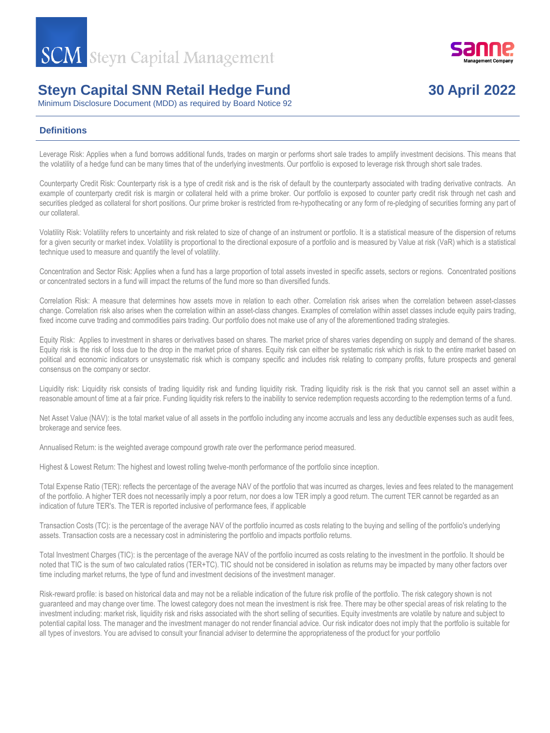# Steyn Capital SNN Retail Hedge Fund

**30 April 2022**

Minimum Disclosure Document (MDD) as required by Board Notice 92

## Definitions

Leverage Risk: Applies when a fund borrows additional funds, trades on margin or performs short sale trades to amplify investment decisions. This means that the volatility of a hedge fund can be many times that of the underlying investments. Our portfolio is exposed to leverage risk through short sale trades.

Counterparty Credit Risk: Counterparty risk is a type of credit risk and is the risk of default by the counterparty associated with trading derivative contracts. An example of counterparty credit risk is margin or collateral held with a prime broker. Our portfolio is exposed to counter party credit risk through net cash and securities pledged as collateral for short positions. Our prime broker is restricted from re-hypothecating or any form of re-pledging of securities forming any part of our collateral.

Volatility Risk: Volatility refers to uncertainty and risk related to size of change of an instrument or portfolio. It is a statistical measure of the dispersion of returns for a given security or market index. Volatility is proportional to the directional exposure of a portfolio and is measured by Value at risk (VaR) which is a statistical technique used to measure and quantify the level of volatility.

Concentration and Sector Risk: Applies when a fund has a large proportion of total assets invested in specific assets, sectors or regions. Concentrated positions or concentrated sectors in a fund will impact the returns of the fund more so than diversified funds.

Correlation Risk: A measure that determines how assets move in relation to each other. Correlation risk arises when the correlation between asset-classes change. Correlation risk also arises when the correlation within an asset-class changes. Examples of correlation within asset classes include equity pairs trading, fixed income curve trading and commodities pairs trading. Our portfolio does not make use of any of the aforementioned trading strategies.

Equity Risk: Applies to investment in shares or derivatives based on shares. The market price of shares varies depending on supply and demand of the shares. Equity risk is the risk of loss due to the drop in the market price of shares. Equity risk can either be systematic risk which is risk to the entire market based on political and economic indicators or unsystematic risk which is company specific and includes risk relating to company profits, future prospects and general consensus on the company or sector.

Liquidity risk: Liquidity risk consists of trading liquidity risk and funding liquidity risk. Trading liquidity risk is the risk that you cannot sell an asset within a reasonable amount of time at a fair price. Funding liquidity risk refers to the inability to service redemption requests according to the redemption terms of a fund.

Net Asset Value (NAV): is the total market value of all assets in the portfolio including any income accruals and less any deductible expenses such as audit fees, brokerage and service fees.

Annualised Return: is the weighted average compound growth rate over the performance period measured.

Highest & Lowest Return: The highest and lowest rolling twelve-month performance of the portfolio since inception.

Total Expense Ratio (TER): reflects the percentage of the average NAV of the portfolio that was incurred as charges, levies and fees related to the management of the portfolio. A higher TER does not necessarily imply a poor return, nor does a low TER imply a good return. The current TER cannot be regarded as an indication of future TER's. The TER is reported inclusive of performance fees, if applicable

Transaction Costs (TC): is the percentage of the average NAV of the portfolio incurred as costs relating to the buying and selling of the portfolio's underlying assets. Transaction costs are a necessary cost in administering the portfolio and impacts portfolio returns.

Total Investment Charges (TIC): is the percentage of the average NAV of the portfolio incurred as costs relating to the investment in the portfolio. It should be noted that TIC is the sum of two calculated ratios (TER+TC). TIC should not be considered in isolation as returns may be impacted by many other factors over time including market returns, the type of fund and investment decisions of the investment manager.

Risk-reward profile: is based on historical data and may not be a reliable indication of the future risk profile of the portfolio. The risk category shown is not guaranteed and may change over time. The lowest category does not mean the investment is risk free. There may be other special areas of risk relating to the investment including: market risk, liquidity risk and risks associated with the short selling of securities. Equity investments are volatile by nature and subject to potential capital loss. The manager and the investment manager do not render financial advice. Our risk indicator does not imply that the portfolio is suitable for all types of investors. You are advised to consult your financial adviser to determine the appropriateness of the product for your portfolio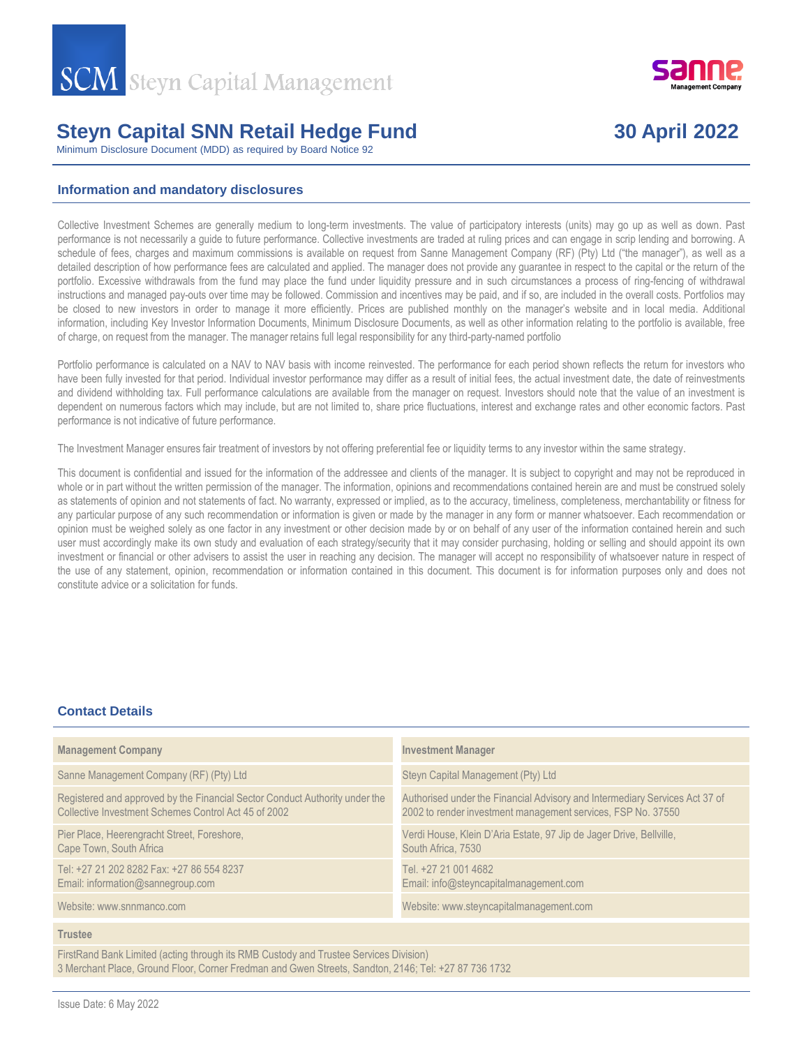SCM Steyn Capital Management

sanne Management Company

# Steyn Capital SNN Retail Hedge Fund

**30 April 2022**

Minimum Disclosure Document (MDD) as required by Board Notice 92

## Information and mandatory disclosures

Collective Investment Schemes are generally medium to long-term investments. The value of participatory interests (units) may go up as well as down. Past performance is not necessarily a guide to future performance. Collective investments are traded at ruling prices and can engage in scrip lending and borrowing. A schedule of fees, charges and maximum commissions is available on request from Sanne Management Company (RF) (Pty) Ltd ("the manager"), as well as a detailed description of how performance fees are calculated and applied. The manager does not provide any guarantee in respect to the capital or the return of the portfolio. Excessive withdrawals from the fund may place the fund under liquidity pressure and in such circumstances a process of ring-fencing of withdrawal instructions and managed pay-outs over time may be followed. Commission and incentives may be paid, and if so, are included in the overall costs. Portfolios may be closed to new investors in order to manage it more efficiently. Prices are published monthly on the manager's website and in local media. Additional information, including Key Investor Information Documents, Minimum Disclosure Documents, as well as other information relating to the portfolio is available, free of charge, on request from the manager. The manager retains full legal responsibility for any third-party-named portfolio

Portfolio performance is calculated on a NAV to NAV basis with income reinvested. The performance for each period shown reflects the return for investors who have been fully invested for that period. Individual investor performance may differ as a result of initial fees, the actual investment date, the date of reinvestments and dividend withholding tax. Full performance calculations are available from the manager on request. Investors should note that the value of an investment is dependent on numerous factors which may include, but are not limited to, share price fluctuations, interest and exchange rates and other economic factors. Past performance is not indicative of future performance.

The Investment Manager ensures fair treatment of investors by not offering preferential fee or liquidity terms to any investor within the same strategy.

This document is confidential and issued for the information of the addressee and clients of the manager. It is subject to copyright and may not be reproduced in whole or in part without the written permission of the manager. The information, opinions and recommendations contained herein are and must be construed solely as statements of opinion and not statements of fact. No warranty, expressed or implied, as to the accuracy, timeliness, completeness, merchantability or fitness for any particular purpose of any such recommendation or information is given or made by the manager in any form or manner whatsoever. Each recommendation or opinion must be weighed solely as one factor in any investment or other decision made by or on behalf of any user of the information contained herein and such user must accordingly make its own study and evaluation of each strategy/security that it may consider purchasing, holding or selling and should appoint its own investment or financial or other advisers to assist the user in reaching any decision. The manager will accept no responsibility of whatsoever nature in respect of the use of any statement, opinion, recommendation or information contained in this document. This document is for information purposes only and does not constitute advice or a solicitation for funds.

## Contact Details

| Management Company | Investment Manager |
|---|---|
| Sanne Management Company (RF) (Pty) Ltd | Steyn Capital Management (Pty) Ltd |
| Registered and approved by the Financial Sector Conduct Authority under the Collective Investment Schemes Control Act 45 of 2002 | Authorised under the Financial Advisory and Intermediary Services Act 37 of 2002 to render investment management services, FSP No. 37550 |
| Pier Place, Heerengracht Street, Foreshore, Cape Town, South Africa | Verdi House, Klein D'Aria Estate, 97 Jip de Jager Drive, Bellville, South Africa, 7530 |
| Tel: +27 21 202 8282 Fax: +27 86 554 8237 Email: information@sannegroup.com | Tel. +27 21 001 4682 Email: info@steyncapitalmanagement.com |
| Website: www.snnmanco.com | Website: www.steyncapitalmanagement.com |

**Trustee**

FirstRand Bank Limited (acting through its RMB Custody and Trustee Services Division)
3 Merchant Place, Ground Floor, Corner Fredman and Gwen Streets, Sandton, 2146; Tel: +27 87 736 1732

Issue Date: 6 May 2022